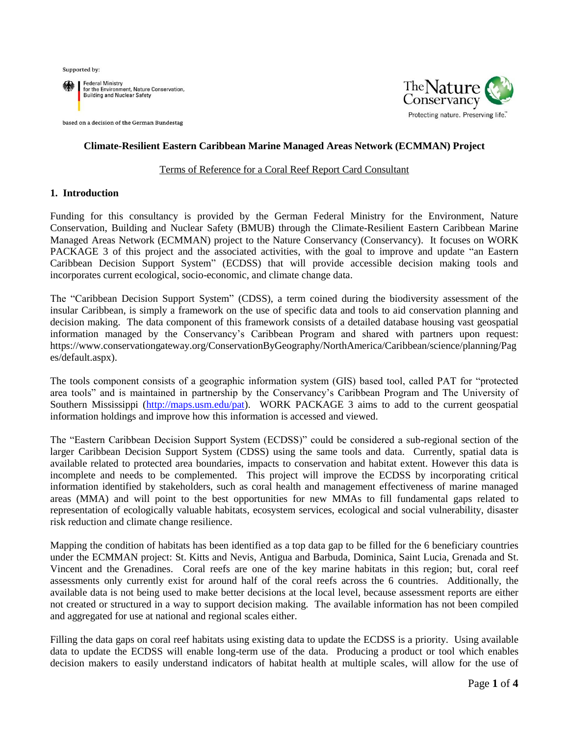Supported by:

Federal Ministry for the Environment, Nature Conservation, Building and Nuclear Safety

based on a decision of the German Bundestag

The Nature Conservancy
Protecting nature. Preserving life.

**Climate-Resilient Eastern Caribbean Marine Managed Areas Network (ECMMAN) Project**

Terms of Reference for a Coral Reef Report Card Consultant

## 1. Introduction

Funding for this consultancy is provided by the German Federal Ministry for the Environment, Nature Conservation, Building and Nuclear Safety (BMUB) through the Climate-Resilient Eastern Caribbean Marine Managed Areas Network (ECMMAN) project to the Nature Conservancy (Conservancy). It focuses on WORK PACKAGE 3 of this project and the associated activities, with the goal to improve and update "an Eastern Caribbean Decision Support System" (ECDSS) that will provide accessible decision making tools and incorporates current ecological, socio-economic, and climate change data.

The "Caribbean Decision Support System" (CDSS), a term coined during the biodiversity assessment of the insular Caribbean, is simply a framework on the use of specific data and tools to aid conservation planning and decision making. The data component of this framework consists of a detailed database housing vast geospatial information managed by the Conservancy's Caribbean Program and shared with partners upon request: https://www.conservationgateway.org/ConservationByGeography/NorthAmerica/Caribbean/science/planning/Pages/default.aspx).

The tools component consists of a geographic information system (GIS) based tool, called PAT for "protected area tools" and is maintained in partnership by the Conservancy's Caribbean Program and The University of Southern Mississippi (http://maps.usm.edu/pat). WORK PACKAGE 3 aims to add to the current geospatial information holdings and improve how this information is accessed and viewed.

The "Eastern Caribbean Decision Support System (ECDSS)" could be considered a sub-regional section of the larger Caribbean Decision Support System (CDSS) using the same tools and data. Currently, spatial data is available related to protected area boundaries, impacts to conservation and habitat extent. However this data is incomplete and needs to be complemented. This project will improve the ECDSS by incorporating critical information identified by stakeholders, such as coral health and management effectiveness of marine managed areas (MMA) and will point to the best opportunities for new MMAs to fill fundamental gaps related to representation of ecologically valuable habitats, ecosystem services, ecological and social vulnerability, disaster risk reduction and climate change resilience.

Mapping the condition of habitats has been identified as a top data gap to be filled for the 6 beneficiary countries under the ECMMAN project: St. Kitts and Nevis, Antigua and Barbuda, Dominica, Saint Lucia, Grenada and St. Vincent and the Grenadines. Coral reefs are one of the key marine habitats in this region; but, coral reef assessments only currently exist for around half of the coral reefs across the 6 countries. Additionally, the available data is not being used to make better decisions at the local level, because assessment reports are either not created or structured in a way to support decision making. The available information has not been compiled and aggregated for use at national and regional scales either.

Filling the data gaps on coral reef habitats using existing data to update the ECDSS is a priority. Using available data to update the ECDSS will enable long-term use of the data. Producing a product or tool which enables decision makers to easily understand indicators of habitat health at multiple scales, will allow for the use of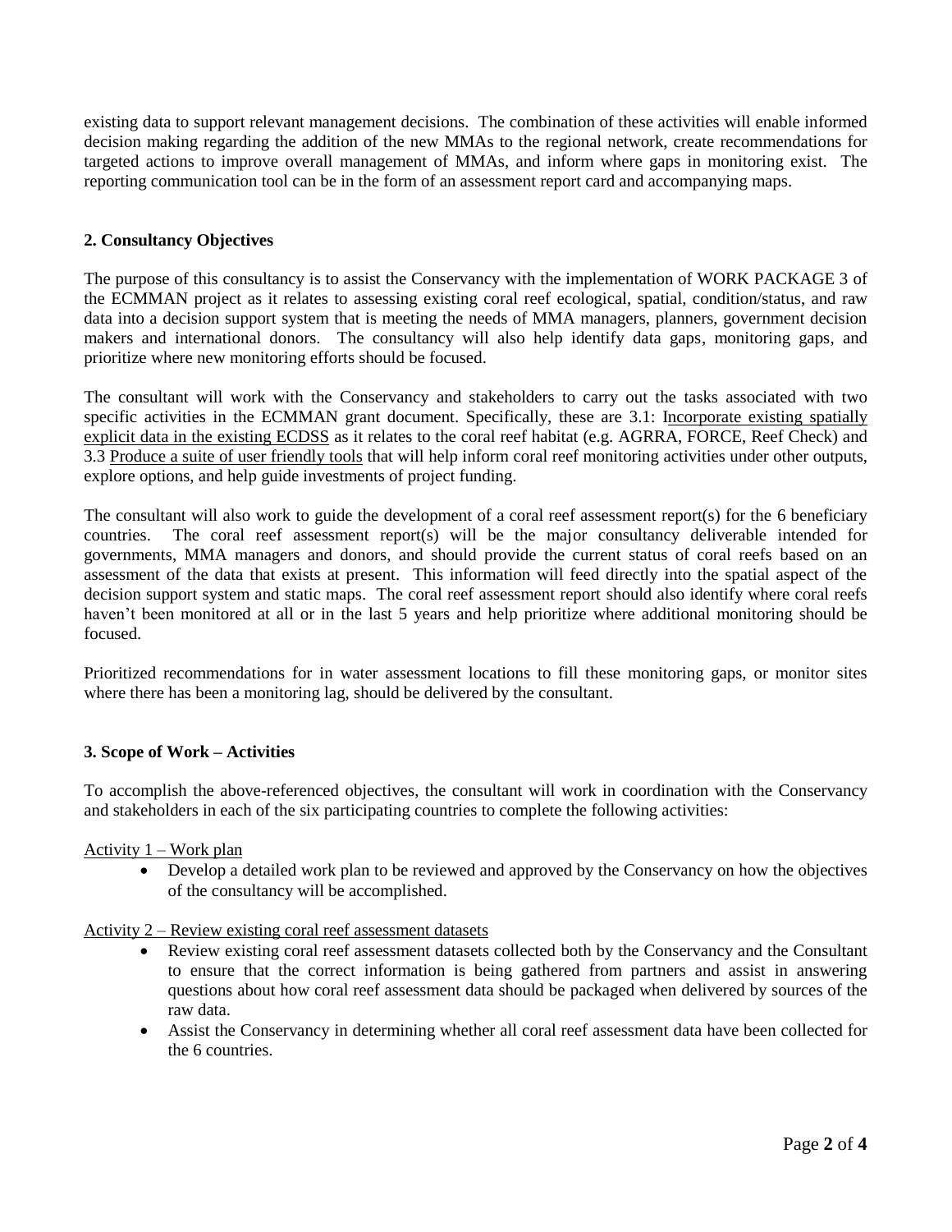existing data to support relevant management decisions. The combination of these activities will enable informed decision making regarding the addition of the new MMAs to the regional network, create recommendations for targeted actions to improve overall management of MMAs, and inform where gaps in monitoring exist. The reporting communication tool can be in the form of an assessment report card and accompanying maps.

## 2. Consultancy Objectives

The purpose of this consultancy is to assist the Conservancy with the implementation of WORK PACKAGE 3 of the ECMMAN project as it relates to assessing existing coral reef ecological, spatial, condition/status, and raw data into a decision support system that is meeting the needs of MMA managers, planners, government decision makers and international donors. The consultancy will also help identify data gaps, monitoring gaps, and prioritize where new monitoring efforts should be focused.

The consultant will work with the Conservancy and stakeholders to carry out the tasks associated with two specific activities in the ECMMAN grant document. Specifically, these are 3.1: <u>Incorporate existing spatially explicit data in the existing ECDSS</u> as it relates to the coral reef habitat (e.g. AGRRA, FORCE, Reef Check) and 3.3 <u>Produce a suite of user friendly tools</u> that will help inform coral reef monitoring activities under other outputs, explore options, and help guide investments of project funding.

The consultant will also work to guide the development of a coral reef assessment report(s) for the 6 beneficiary countries. The coral reef assessment report(s) will be the major consultancy deliverable intended for governments, MMA managers and donors, and should provide the current status of coral reefs based on an assessment of the data that exists at present. This information will feed directly into the spatial aspect of the decision support system and static maps. The coral reef assessment report should also identify where coral reefs haven't been monitored at all or in the last 5 years and help prioritize where additional monitoring should be focused.

Prioritized recommendations for in water assessment locations to fill these monitoring gaps, or monitor sites where there has been a monitoring lag, should be delivered by the consultant.

## 3. Scope of Work – Activities

To accomplish the above-referenced objectives, the consultant will work in coordination with the Conservancy and stakeholders in each of the six participating countries to complete the following activities:

<u>Activity 1 – Work plan</u>

- Develop a detailed work plan to be reviewed and approved by the Conservancy on how the objectives of the consultancy will be accomplished.

<u>Activity 2 – Review existing coral reef assessment datasets</u>

- Review existing coral reef assessment datasets collected both by the Conservancy and the Consultant to ensure that the correct information is being gathered from partners and assist in answering questions about how coral reef assessment data should be packaged when delivered by sources of the raw data.
- Assist the Conservancy in determining whether all coral reef assessment data have been collected for the 6 countries.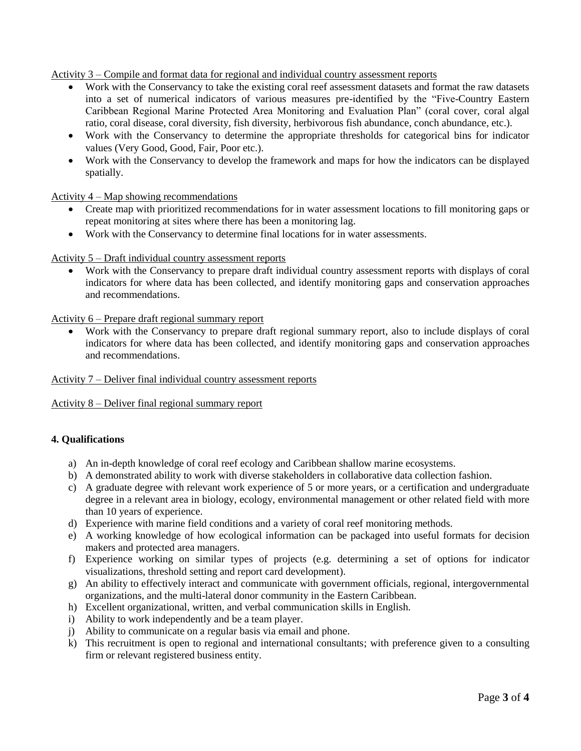Activity 3 – Compile and format data for regional and individual country assessment reports

- Work with the Conservancy to take the existing coral reef assessment datasets and format the raw datasets into a set of numerical indicators of various measures pre-identified by the "Five-Country Eastern Caribbean Regional Marine Protected Area Monitoring and Evaluation Plan" (coral cover, coral algal ratio, coral disease, coral diversity, fish diversity, herbivorous fish abundance, conch abundance, etc.).
- Work with the Conservancy to determine the appropriate thresholds for categorical bins for indicator values (Very Good, Good, Fair, Poor etc.).
- Work with the Conservancy to develop the framework and maps for how the indicators can be displayed spatially.

Activity 4 – Map showing recommendations

- Create map with prioritized recommendations for in water assessment locations to fill monitoring gaps or repeat monitoring at sites where there has been a monitoring lag.
- Work with the Conservancy to determine final locations for in water assessments.

Activity 5 – Draft individual country assessment reports

- Work with the Conservancy to prepare draft individual country assessment reports with displays of coral indicators for where data has been collected, and identify monitoring gaps and conservation approaches and recommendations.

Activity 6 – Prepare draft regional summary report

- Work with the Conservancy to prepare draft regional summary report, also to include displays of coral indicators for where data has been collected, and identify monitoring gaps and conservation approaches and recommendations.

Activity 7 – Deliver final individual country assessment reports

Activity 8 – Deliver final regional summary report

## 4. Qualifications

a) An in-depth knowledge of coral reef ecology and Caribbean shallow marine ecosystems.
b) A demonstrated ability to work with diverse stakeholders in collaborative data collection fashion.
c) A graduate degree with relevant work experience of 5 or more years, or a certification and undergraduate degree in a relevant area in biology, ecology, environmental management or other related field with more than 10 years of experience.
d) Experience with marine field conditions and a variety of coral reef monitoring methods.
e) A working knowledge of how ecological information can be packaged into useful formats for decision makers and protected area managers.
f) Experience working on similar types of projects (e.g. determining a set of options for indicator visualizations, threshold setting and report card development).
g) An ability to effectively interact and communicate with government officials, regional, intergovernmental organizations, and the multi-lateral donor community in the Eastern Caribbean.
h) Excellent organizational, written, and verbal communication skills in English.
i) Ability to work independently and be a team player.
j) Ability to communicate on a regular basis via email and phone.
k) This recruitment is open to regional and international consultants; with preference given to a consulting firm or relevant registered business entity.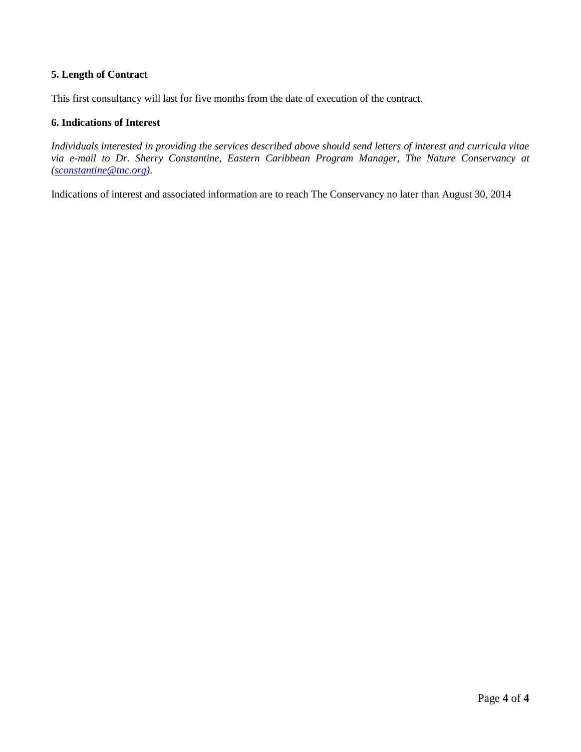**5. Length of Contract**

This first consultancy will last for five months from the date of execution of the contract.

**6. Indications of Interest**

*Individuals interested in providing the services described above should send letters of interest and curricula vitae via e-mail to Dr. Sherry Constantine, Eastern Caribbean Program Manager, The Nature Conservancy at (sconstantine@tnc.org).*

Indications of interest and associated information are to reach The Conservancy no later than August 30, 2014